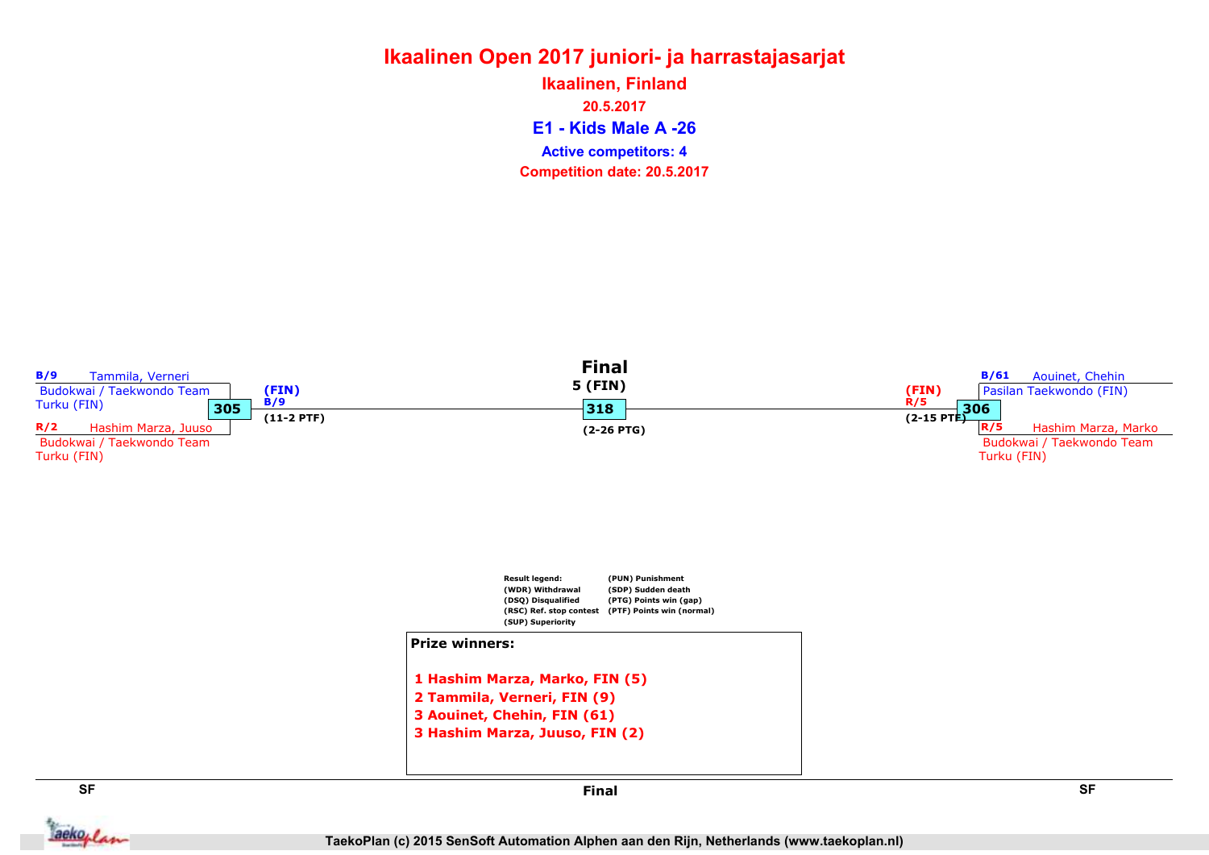# Ikaalinen Open 2017 juniori- ja harrastajasarjat

## Ikaalinen, Finland

20.5.2017

### E1 - Kids Male A -26

**Active competitors: 4**

**Competition date: 20.5.2017**

**SF**

B/9 Tammila, Verneri
Budokwai / Taekwondo Team Turku (FIN)

**305**

R/2 Hashim Marza, Juuso
Budokwai / Taekwondo Team Turku (FIN)

(FIN)
B/9
(11-2 PTF)

**Final**

5 (FIN)

**318**

(2-26 PTG)

**SF**

B/61 Aouinet, Chehin
Pasilan Taekwondo (FIN)

**306**

R/5 Hashim Marza, Marko
Budokwai / Taekwondo Team Turku (FIN)

(FIN)
R/5
(2-15 PTF)

Result legend:
(WDR) Withdrawal
(DSQ) Disqualified
(RSC) Ref. stop contest
(SUP) Superiority
(PUN) Punishment
(SDP) Sudden death
(PTG) Points win (gap)
(PTF) Points win (normal)

**Prize winners:**

1 Hashim Marza, Marko, FIN (5)
2 Tammila, Verneri, FIN (9)
3 Aouinet, Chehin, FIN (61)
3 Hashim Marza, Juuso, FIN (2)

TaekoPlan (c) 2015 SenSoft Automation Alphen aan den Rijn, Netherlands (www.taekoplan.nl)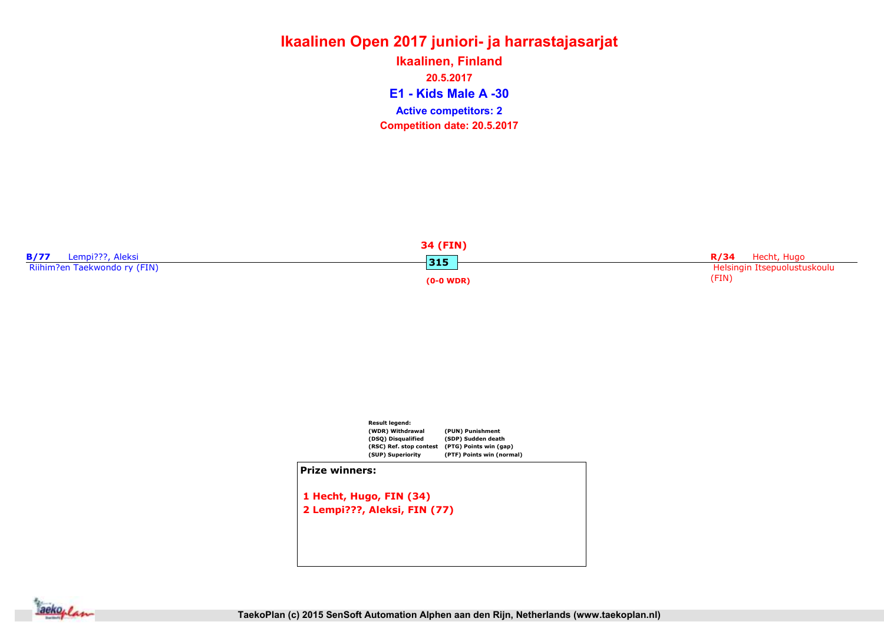# Ikaalinen Open 2017 juniori- ja harrastajasarjat

## Ikaalinen, Finland

**20.5.2017**

## E1 - Kids Male A -30

**Active competitors: 2**

**Competition date: 20.5.2017**

**B/77** Lempi???, Aleksi
Riihim?en Taekwondo ry (FIN)

**34 (FIN)**
**315**
**(0-0 WDR)**

**R/34** Hecht, Hugo
Helsingin Itsepuolustuskoulu (FIN)

**Result legend:**

| | |
|---|---|
| (WDR) Withdrawal | (PUN) Punishment |
| (DSQ) Disqualified | (SDP) Sudden death |
| (RSC) Ref. stop contest | (PTG) Points win (gap) |
| (SUP) Superiority | (PTF) Points win (normal) |

**Prize winners:**

1 Hecht, Hugo, FIN (34)
2 Lempi???, Aleksi, FIN (77)

TaekoPlan (c) 2015 SenSoft Automation Alphen aan den Rijn, Netherlands (www.taekoplan.nl)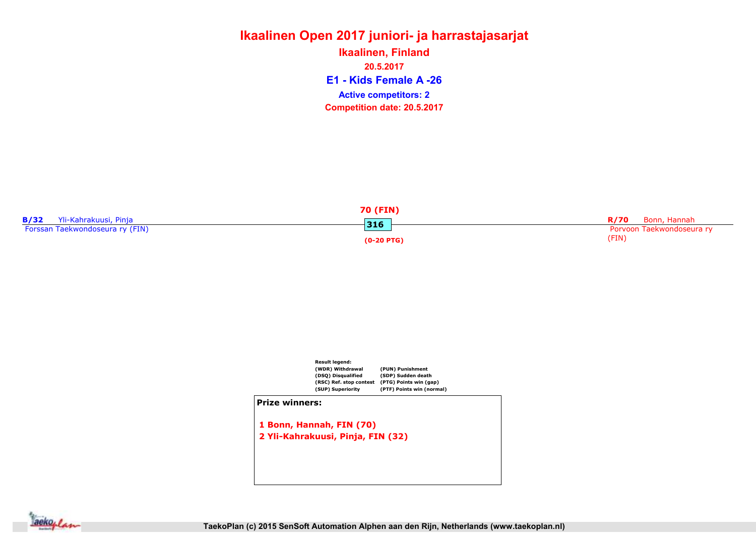# Ikaalinen Open 2017 juniori- ja harrastajasarjat

## Ikaalinen, Finland

**20.5.2017**

## E1 - Kids Female A -26

**Active competitors: 2**

**Competition date: 20.5.2017**

**B/32** Yli-Kahrakuusi, Pinja
Forssan Taekwondoseura ry (FIN)

**70 (FIN)**

**316**

**(0-20 PTG)**

**R/70** Bonn, Hannah
Porvoon Taekwondoseura ry (FIN)

**Result legend:**

| | |
|---|---|
| (WDR) Withdrawal | (PUN) Punishment |
| (DSQ) Disqualified | (SDP) Sudden death |
| (RSC) Ref. stop contest | (PTG) Points win (gap) |
| (SUP) Superiority | (PTF) Points win (normal) |

**Prize winners:**

1 Bonn, Hannah, FIN (70)
2 Yli-Kahrakuusi, Pinja, FIN (32)

TaekoPlan (c) 2015 SenSoft Automation Alphen aan den Rijn, Netherlands (www.taekoplan.nl)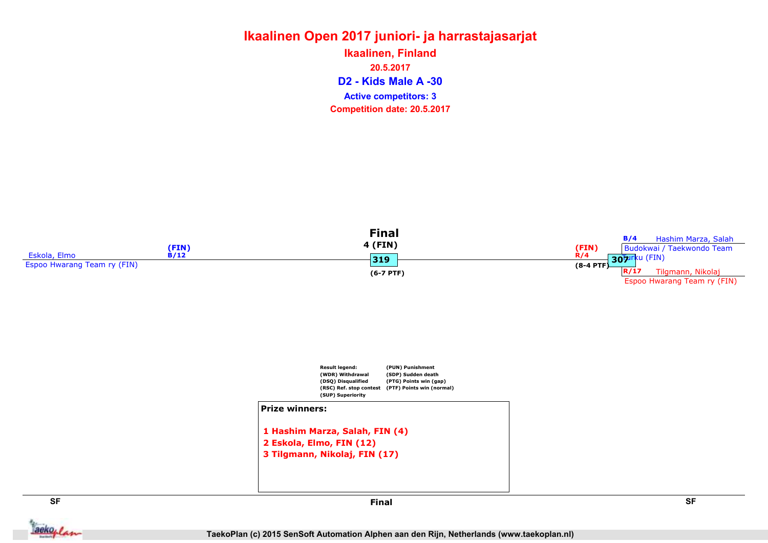# Ikaalinen Open 2017 juniori- ja harrastajasarjat

## Ikaalinen, Finland

20.5.2017

## D2 - Kids Male A -30

Active competitors: 3

Competition date: 20.5.2017

**Final**

4 (FIN)

319

(6-7 PTF)

Eskola, Elmo
(FIN)
B/12
Espoo Hwarang Team ry (FIN)

(FIN)
R/4
(8-4 PTF)
307

B/4 Hashim Marza, Salah
Budokwai / Taekwondo Team Turku (FIN)

R/17 Tilgmann, Nikolaj
Espoo Hwarang Team ry (FIN)

| Result legend: | |
|---|---|
| (WDR) Withdrawal | (PUN) Punishment |
| (DSQ) Disqualified | (SDP) Sudden death |
| (RSC) Ref. stop contest | (PTG) Points win (gap) |
| (SUP) Superiority | (PTF) Points win (normal) |

**Prize winners:**

1 Hashim Marza, Salah, FIN (4)
2 Eskola, Elmo, FIN (12)
3 Tilgmann, Nikolaj, FIN (17)

SF | Final | SF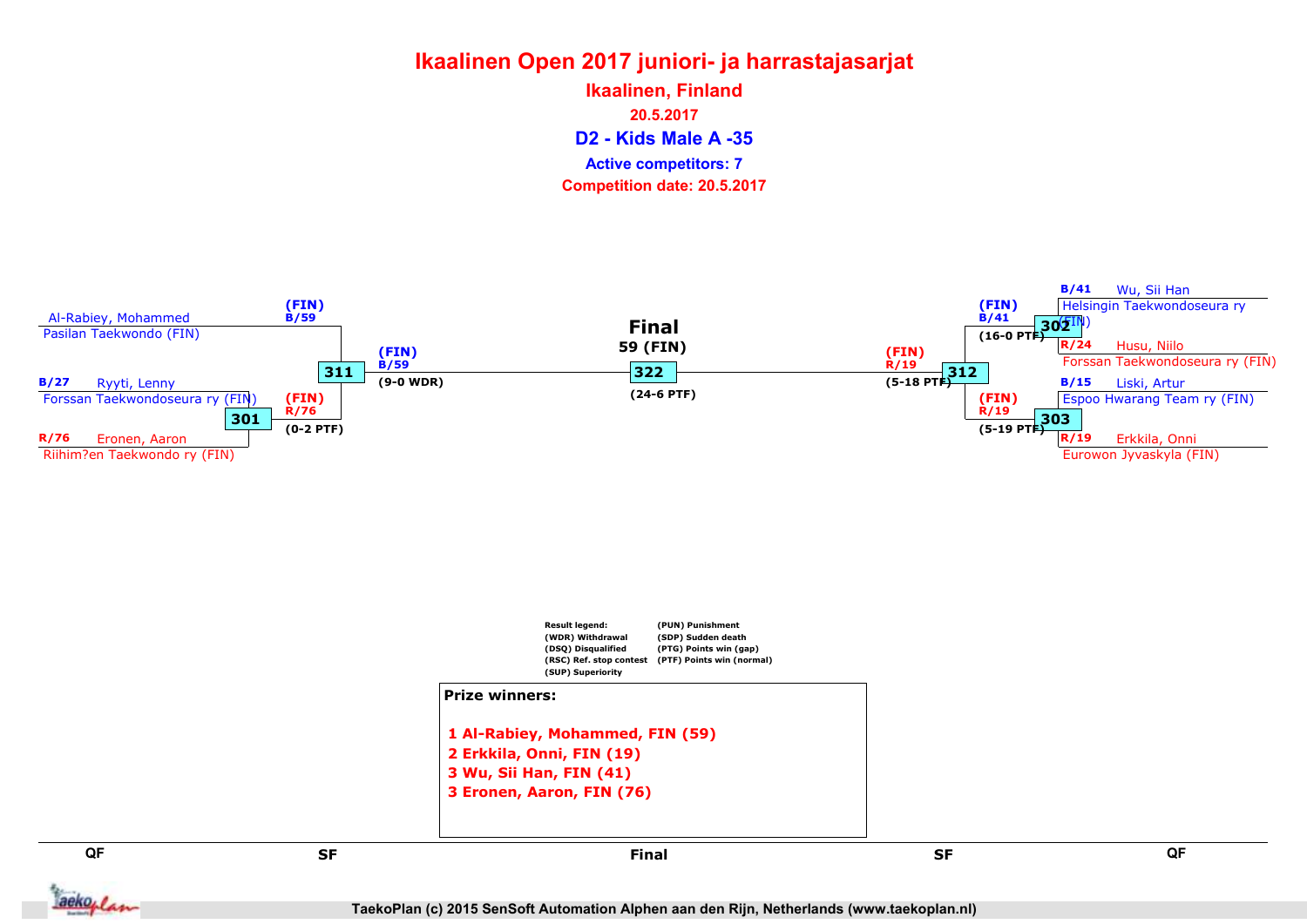# Ikaalinen Open 2017 juniori- ja harrastajasarjat

## Ikaalinen, Finland

20.5.2017

## D2 - Kids Male A -35

Active competitors: 7

Competition date: 20.5.2017

**QF**

- Al-Rabiey, Mohammed — Pasilan Taekwondo (FIN)
- B/27 Ryyti, Lenny — Forssan Taekwondoseura ry (FIN)
- R/76 Eronen, Aaron — Riihim?en Taekwondo ry (FIN)
- B/41 Wu, Sii Han — Helsingin Taekwondoseura ry (FIN)
- R/24 Husu, Niilo — Forssan Taekwondoseura ry (FIN)
- B/15 Liski, Artur — Espoo Hwarang Team ry (FIN)
- R/19 Erkkila, Onni — Eurowon Jyvaskyla (FIN)

**Matches**

| Match | Winner | Result |
|---|---|---|
| 301 | (FIN) R/76 | (0-2 PTF) |
| 302 | (FIN) B/41 | (16-0 PTF) |
| 303 | (FIN) R/19 | (5-19 PTF) |
| 311 | (FIN) B/59 | (9-0 WDR) |
| 312 | (FIN) R/19 | (5-18 PTF) |
| 322 | Final 59 (FIN) | (24-6 PTF) |

Result legend:
(WDR) Withdrawal
(DSQ) Disqualified
(RSC) Ref. stop contest
(SUP) Superiority
(PUN) Punishment
(SDP) Sudden death
(PTG) Points win (gap)
(PTF) Points win (normal)

**Prize winners:**

1 Al-Rabiey, Mohammed, FIN (59)
2 Erkkila, Onni, FIN (19)
3 Wu, Sii Han, FIN (41)
3 Eronen, Aaron, FIN (76)

QF | SF | Final | SF | QF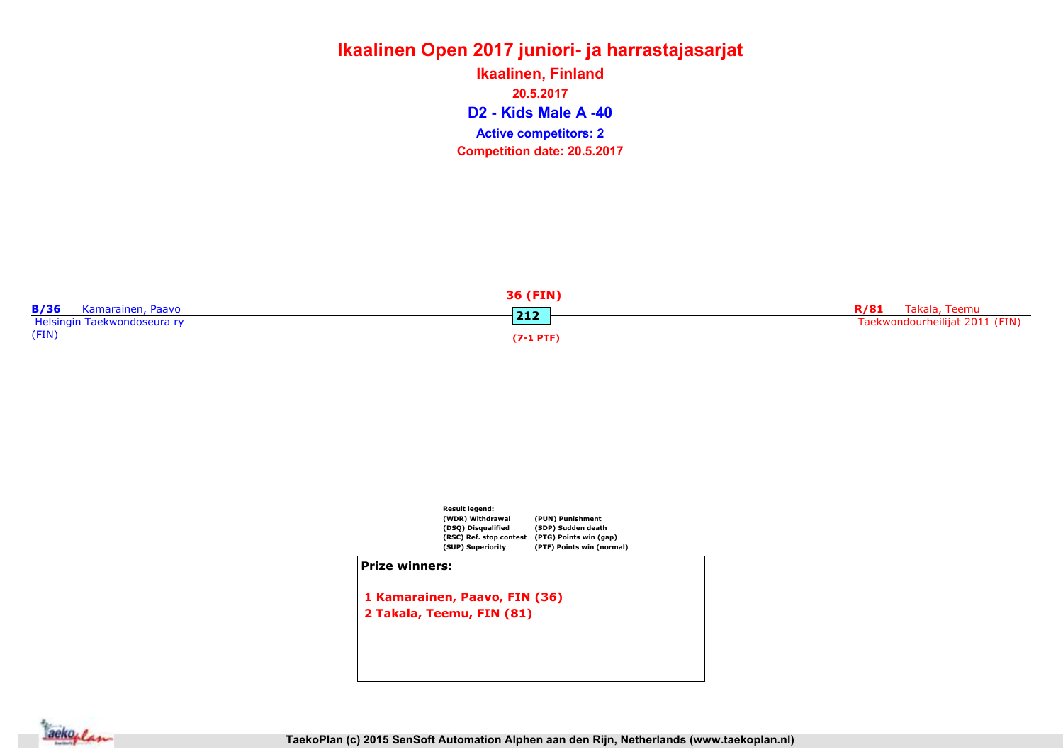# Ikaalinen Open 2017 juniori- ja harrastajasarjat

## Ikaalinen, Finland

20.5.2017

## D2 - Kids Male A -40

**Active competitors: 2**

**Competition date: 20.5.2017**

**B/36** Kamarainen, Paavo
Helsingin Taekwondoseura ry
(FIN)

**36 (FIN)**

**212**

**(7-1 PTF)**

**R/81** Takala, Teemu
Taekwondourheilijat 2011 (FIN)

**Result legend:**

| | |
|---|---|
| (WDR) Withdrawal | (PUN) Punishment |
| (DSQ) Disqualified | (SDP) Sudden death |
| (RSC) Ref. stop contest | (PTG) Points win (gap) |
| (SUP) Superiority | (PTF) Points win (normal) |

**Prize winners:**

1 Kamarainen, Paavo, FIN (36)
2 Takala, Teemu, FIN (81)

TaekoPlan (c) 2015 SenSoft Automation Alphen aan den Rijn, Netherlands (www.taekoplan.nl)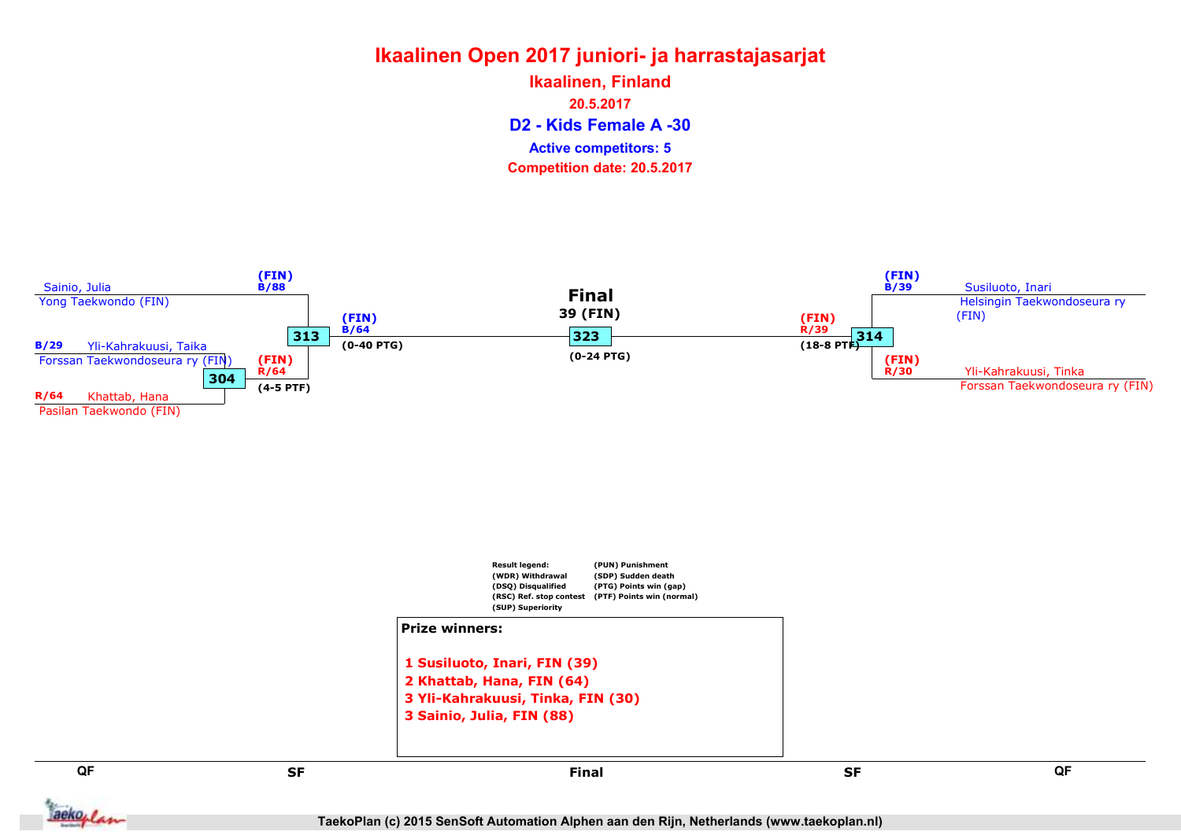# Ikaalinen Open 2017 juniori- ja harrastajasarjat

## Ikaalinen, Finland

20.5.2017

### D2 - Kids Female A -30

Active competitors: 5

Competition date: 20.5.2017

**QF**

B/29 Yli-Kahrakuusi, Taika
Forssan Taekwondoseura ry (FIN)

R/64 Khattab, Hana
Pasilan Taekwondo (FIN)

Match 304: (FIN) R/64 (4-5 PTF)

**SF**

Sainio, Julia
Yong Taekwondo (FIN) — (FIN) B/88

Match 313: (FIN) B/64 (0-40 PTG)

**Final**

39 (FIN)

Match 323: (0-24 PTG)

**SF**

Susiluoto, Inari
Helsingin Taekwondoseura ry (FIN) — (FIN) B/39

Yli-Kahrakuusi, Tinka
Forssan Taekwondoseura ry (FIN) — (FIN) R/30

Match 314: (FIN) R/39 (18-8 PTF)

Result legend:
(WDR) Withdrawal
(DSQ) Disqualified
(RSC) Ref. stop contest
(SUP) Superiority
(PUN) Punishment
(SDP) Sudden death
(PTG) Points win (gap)
(PTF) Points win (normal)

**Prize winners:**

1. Susiluoto, Inari, FIN (39)
2. Khattab, Hana, FIN (64)
3. Yli-Kahrakuusi, Tinka, FIN (30)
3. Sainio, Julia, FIN (88)

QF | SF | Final | SF | QF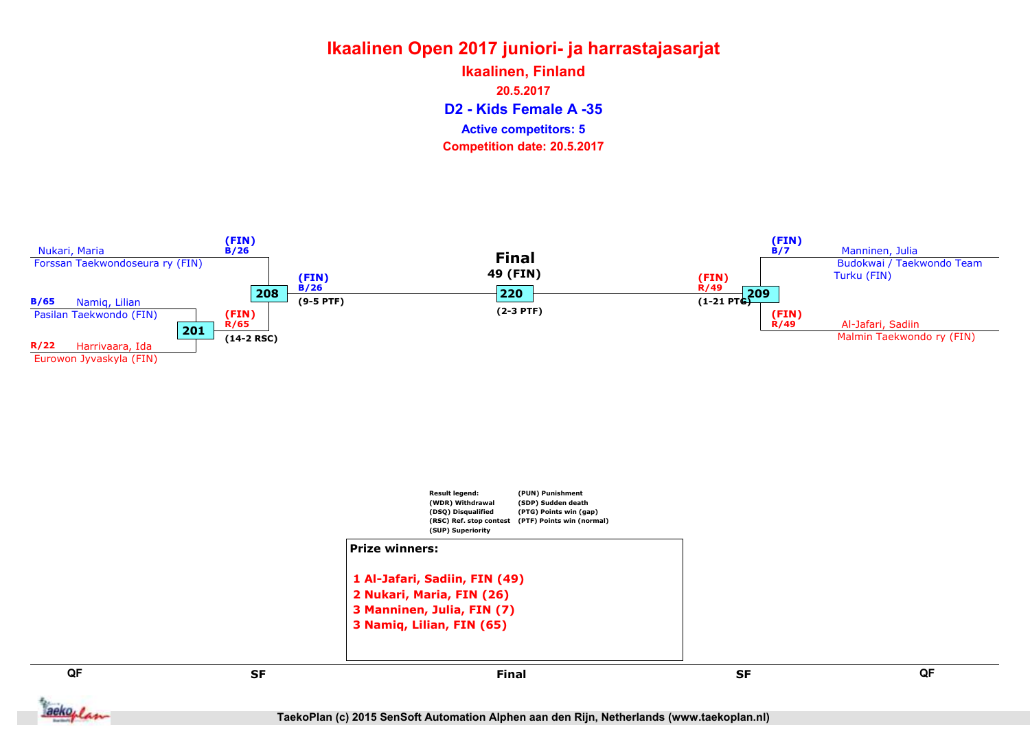# Ikaalinen Open 2017 juniori- ja harrastajasarjat

## Ikaalinen, Finland

**20.5.2017**

## D2 - Kids Female A -35

**Active competitors: 5**

**Competition date: 20.5.2017**

Nukari, Maria
Forssan Taekwondoseura ry (FIN)
(FIN) B/26

B/65 Namiq, Lilian
Pasilan Taekwondo (FIN)

R/22 Harrivaara, Ida
Eurowon Jyvaskyla (FIN)

201 — (FIN) R/65 (14-2 RSC)

208 — (FIN) B/26 (9-5 PTF)

**Final**
49 (FIN)
220 — (2-3 PTF)

Manninen, Julia
Budokwai / Taekwondo Team Turku (FIN)
(FIN) B/7

Al-Jafari, Sadiin
Malmin Taekwondo ry (FIN)
(FIN) R/49

209 — (FIN) R/49 (1-21 PTG)

Result legend:
(WDR) Withdrawal
(DSQ) Disqualified
(RSC) Ref. stop contest
(SUP) Superiority
(PUN) Punishment
(SDP) Sudden death
(PTG) Points win (gap)
(PTF) Points win (normal)

**Prize winners:**

1. Al-Jafari, Sadiin, FIN (49)
2. Nukari, Maria, FIN (26)
3. Manninen, Julia, FIN (7)
3. Namiq, Lilian, FIN (65)

QF | SF | Final | SF | QF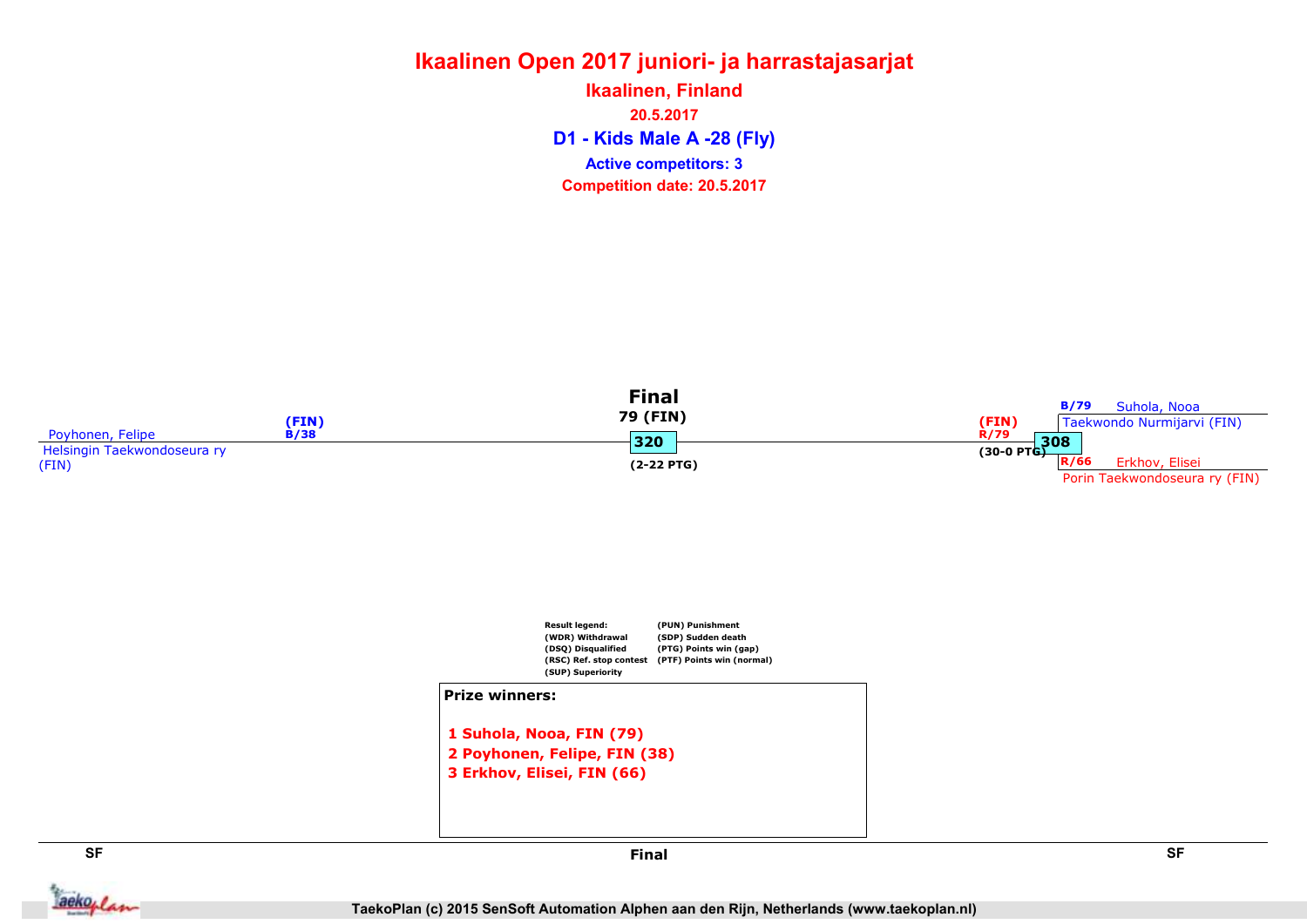# Ikaalinen Open 2017 juniori- ja harrastajasarjat

## Ikaalinen, Finland

20.5.2017

## D1 - Kids Male A -28 (Fly)

Active competitors: 3

Competition date: 20.5.2017

**Final**

79 (FIN)

320

(2-22 PTG)

Poyhonen, Felipe
Helsingin Taekwondoseura ry (FIN)
(FIN) B/38

(FIN) R/79
308
(30-0 PTG)

B/79 Suhola, Nooa
Taekwondo Nurmijarvi (FIN)

R/66 Erkhov, Elisei
Porin Taekwondoseura ry (FIN)

| Result legend: | (PUN) Punishment |
|---|---|
| (WDR) Withdrawal | (SDP) Sudden death |
| (DSQ) Disqualified | (PTG) Points win (gap) |
| (RSC) Ref. stop contest | (PTF) Points win (normal) |
| (SUP) Superiority | |

**Prize winners:**

1 Suhola, Nooa, FIN (79)
2 Poyhonen, Felipe, FIN (38)
3 Erkhov, Elisei, FIN (66)

SF | Final | SF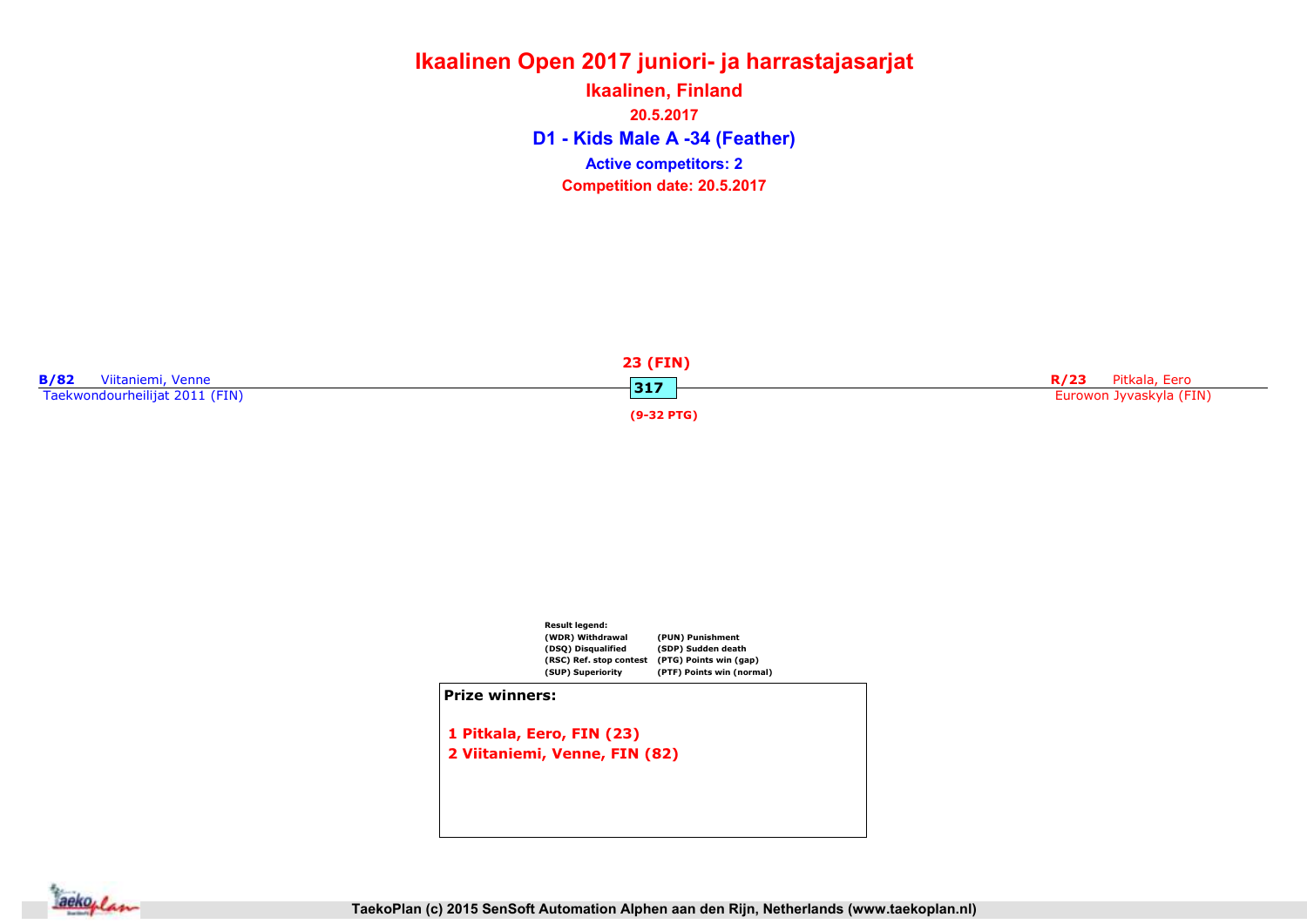# Ikaalinen Open 2017 juniori- ja harrastajasarjat

## Ikaalinen, Finland

20.5.2017

## D1 - Kids Male A -34 (Feather)

**Active competitors: 2**

**Competition date: 20.5.2017**

**B/82** Viitaniemi, Venne
Taekwondourheilijat 2011 (FIN)

**23 (FIN)**
**317**
**(9-32 PTG)**

**R/23** Pitkala, Eero
Eurowon Jyvaskyla (FIN)

**Result legend:**

| | |
|---|---|
| (WDR) Withdrawal | (PUN) Punishment |
| (DSQ) Disqualified | (SDP) Sudden death |
| (RSC) Ref. stop contest | (PTG) Points win (gap) |
| (SUP) Superiority | (PTF) Points win (normal) |

**Prize winners:**

1 Pitkala, Eero, FIN (23)
2 Viitaniemi, Venne, FIN (82)

TaekoPlan (c) 2015 SenSoft Automation Alphen aan den Rijn, Netherlands (www.taekoplan.nl)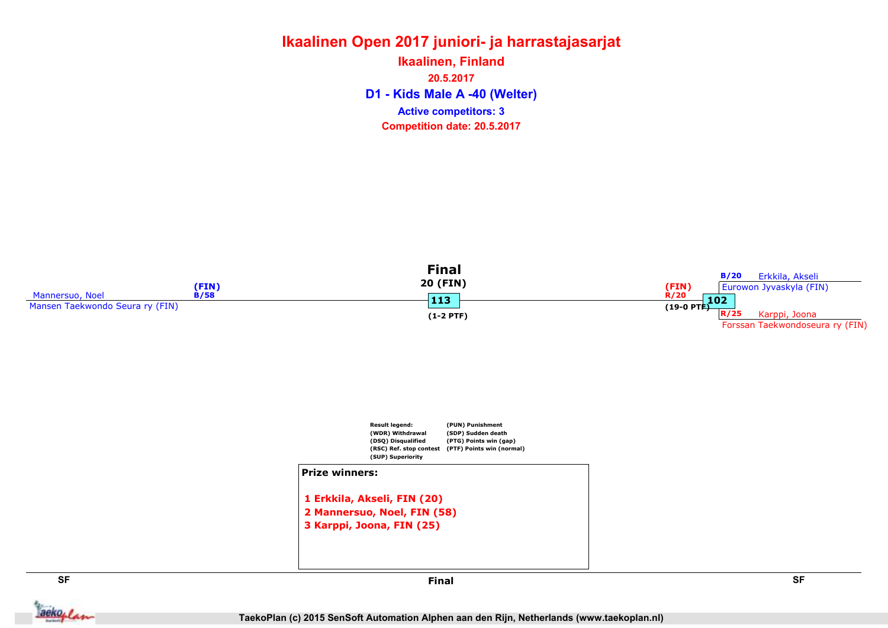# Ikaalinen Open 2017 juniori- ja harrastajasarjat

## Ikaalinen, Finland

20.5.2017

## D1 - Kids Male A -40 (Welter)

Active competitors: 3

Competition date: 20.5.2017

**Final**

20 (FIN)

113

(1-2 PTF)

Mannersuo, Noel (FIN) B/58
Mansen Taekwondo Seura ry (FIN)

(FIN) R/20

102

(19-0 PTF)

B/20 Erkkila, Akseli
Eurowon Jyvaskyla (FIN)

R/25 Karppi, Joona
Forssan Taekwondoseura ry (FIN)

Result legend:
(WDR) Withdrawal
(DSQ) Disqualified
(RSC) Ref. stop contest
(SUP) Superiority
(PUN) Punishment
(SDP) Sudden death
(PTG) Points win (gap)
(PTF) Points win (normal)

**Prize winners:**

1 Erkkila, Akseli, FIN (20)
2 Mannersuo, Noel, FIN (58)
3 Karppi, Joona, FIN (25)

SF | Final | SF

TaekoPlan (c) 2015 SenSoft Automation Alphen aan den Rijn, Netherlands (www.taekoplan.nl)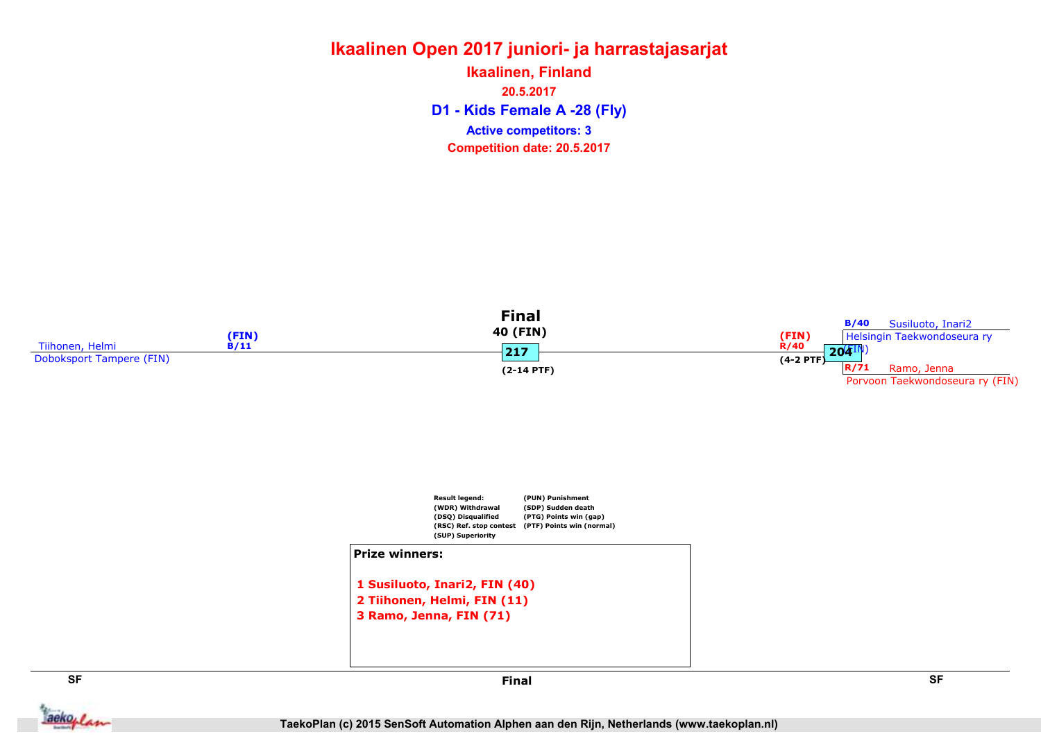# Ikaalinen Open 2017 juniori- ja harrastajasarjat

## Ikaalinen, Finland

20.5.2017

### D1 - Kids Female A -28 (Fly)

Active competitors: 3

Competition date: 20.5.2017

Tiihonen, Helmi
Doboksport Tampere (FIN)
(FIN)
B/11

**Final**
40 (FIN)
217
(2-14 PTF)

(FIN)
R/40
(4-2 PTF)
204

B/40 Susiluoto, Inari2
Helsingin Taekwondoseura ry (FIN)

R/71 Ramo, Jenna
Porvoon Taekwondoseura ry (FIN)

Result legend:
(WDR) Withdrawal
(DSQ) Disqualified
(RSC) Ref. stop contest
(SUP) Superiority
(PUN) Punishment
(SDP) Sudden death
(PTG) Points win (gap)
(PTF) Points win (normal)

**Prize winners:**

1 Susiluoto, Inari2, FIN (40)
2 Tiihonen, Helmi, FIN (11)
3 Ramo, Jenna, FIN (71)

SF | Final | SF

TaekoPlan (c) 2015 SenSoft Automation Alphen aan den Rijn, Netherlands (www.taekoplan.nl)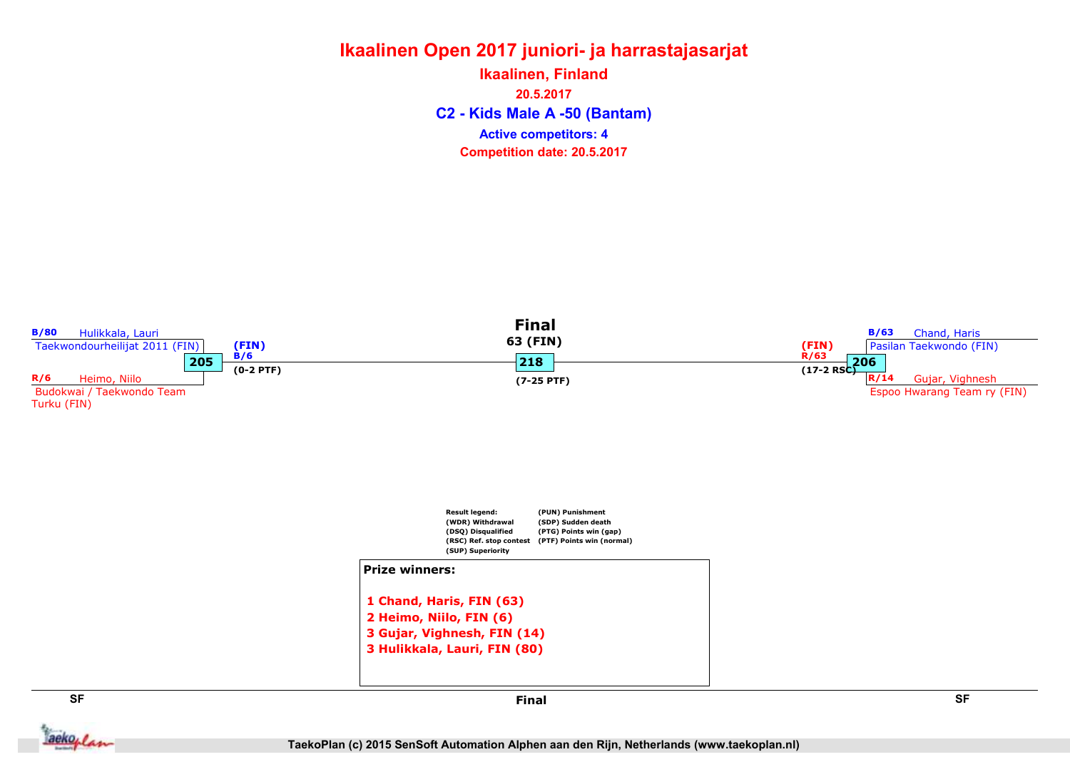# Ikaalinen Open 2017 juniori- ja harrastajasarjat

## Ikaalinen, Finland

20.5.2017

### C2 - Kids Male A -50 (Bantam)

Active competitors: 4

Competition date: 20.5.2017

**SF**

B/80 Hulikkala, Lauri
Taekwondourheilijat 2011 (FIN)

**205**

R/6 Heimo, Niilo
Budokwai / Taekwondo Team Turku (FIN)

(FIN)
B/6
(0-2 PTF)

**Final**

63 (FIN)

**218**

(7-25 PTF)

**SF**

B/63 Chand, Haris
Pasilan Taekwondo (FIN)

**206**

R/14 Gujar, Vighnesh
Espoo Hwarang Team ry (FIN)

(FIN)
R/63
(17-2 RSC)

Result legend:
(WDR) Withdrawal
(DSQ) Disqualified
(RSC) Ref. stop contest
(SUP) Superiority
(PUN) Punishment
(SDP) Sudden death
(PTG) Points win (gap)
(PTF) Points win (normal)

**Prize winners:**

1 Chand, Haris, FIN (63)
2 Heimo, Niilo, FIN (6)
3 Gujar, Vighnesh, FIN (14)
3 Hulikkala, Lauri, FIN (80)

TaekoPlan (c) 2015 SenSoft Automation Alphen aan den Rijn, Netherlands (www.taekoplan.nl)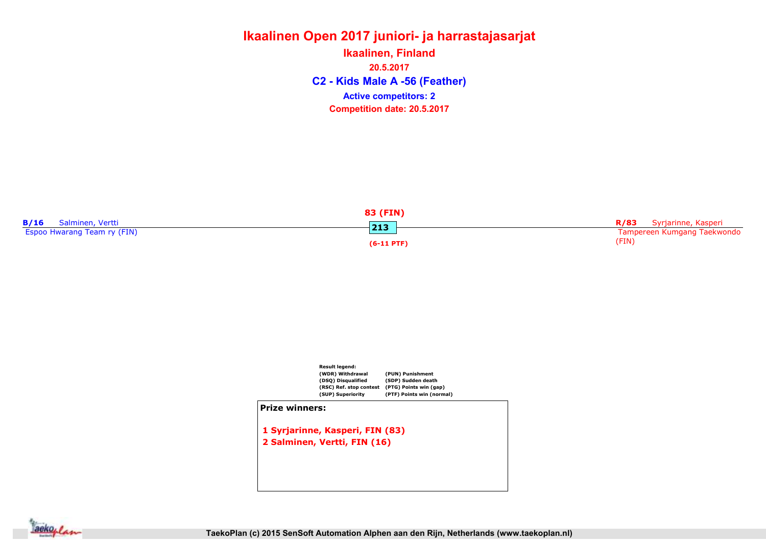# Ikaalinen Open 2017 juniori- ja harrastajasarjat

## Ikaalinen, Finland

20.5.2017

### C2 - Kids Male A -56 (Feather)

**Active competitors: 2**

**Competition date: 20.5.2017**

**B/16** Salminen, Vertti
Espoo Hwarang Team ry (FIN)

**83 (FIN)**
**213**
**(6-11 PTF)**

**R/83** Syrjarinne, Kasperi
Tampereen Kumgang Taekwondo (FIN)

Result legend:

| | |
|---|---|
| (WDR) Withdrawal | (PUN) Punishment |
| (DSQ) Disqualified | (SDP) Sudden death |
| (RSC) Ref. stop contest | (PTG) Points win (gap) |
| (SUP) Superiority | (PTF) Points win (normal) |

**Prize winners:**

1 Syrjarinne, Kasperi, FIN (83)
2 Salminen, Vertti, FIN (16)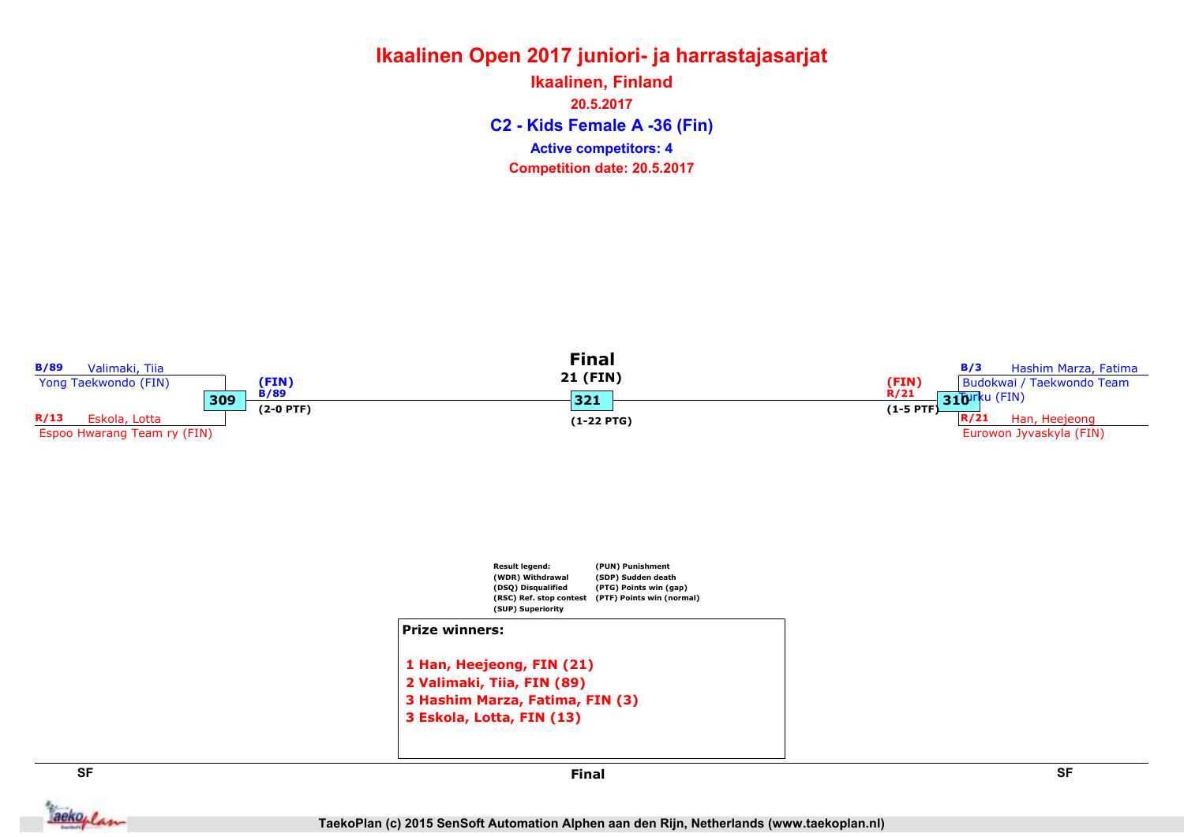# Ikaalinen Open 2017 juniori- ja harrastajasarjat

## Ikaalinen, Finland

20.5.2017

### C2 - Kids Female A -36 (Fin)

Active competitors: 4

Competition date: 20.5.2017

**SF**

B/89 Valimaki, Tiia
Yong Taekwondo (FIN)

309

R/13 Eskola, Lotta
Espoo Hwarang Team ry (FIN)

(FIN)
B/89
(2-0 PTF)

**Final**

21 (FIN)

321

(1-22 PTG)

**SF**

B/3 Hashim Marza, Fatima
Budokwai / Taekwondo Team Turku (FIN)

310

R/21 Han, Heejeong
Eurowon Jyvaskyla (FIN)

(FIN)
R/21
(1-5 PTF)

Result legend:
(WDR) Withdrawal
(DSQ) Disqualified
(RSC) Ref. stop contest
(SUP) Superiority
(PUN) Punishment
(SDP) Sudden death
(PTG) Points win (gap)
(PTF) Points win (normal)

**Prize winners:**

1 Han, Heejeong, FIN (21)
2 Valimaki, Tiia, FIN (89)
3 Hashim Marza, Fatima, FIN (3)
3 Eskola, Lotta, FIN (13)

SF | Final | SF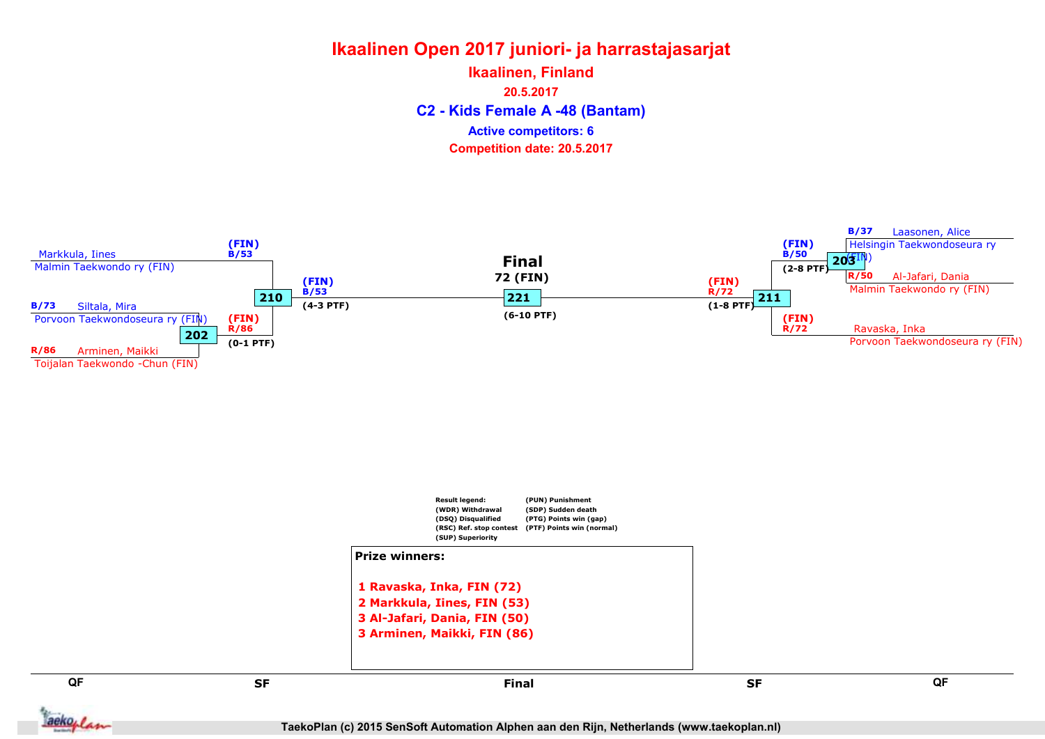# Ikaalinen Open 2017 juniori- ja harrastajasarjat

## Ikaalinen, Finland

20.5.2017

### C2 - Kids Female A -48 (Bantam)

Active competitors: 6

Competition date: 20.5.2017

Markkula, Iines
Malmin Taekwondo ry (FIN)

B/73 Siltala, Mira
Porvoon Taekwondoseura ry (FIN)

202

R/86 Arminen, Maikki
Toijalan Taekwondo -Chun (FIN)

(FIN)
B/53

(FIN)
R/86
(0-1 PTF)

210

(FIN)
B/53
(4-3 PTF)

**Final**
72 (FIN)

221

(6-10 PTF)

(FIN)
R/72
(1-8 PTF)

211

(FIN)
B/50
(2-8 PTF)

203

(FIN)
R/72

B/37 Laasonen, Alice
Helsingin Taekwondoseura ry (FIN)

R/50 Al-Jafari, Dania
Malmin Taekwondo ry (FIN)

Ravaska, Inka
Porvoon Taekwondoseura ry (FIN)

Result legend:
(WDR) Withdrawal
(DSQ) Disqualified
(RSC) Ref. stop contest
(SUP) Superiority
(PUN) Punishment
(SDP) Sudden death
(PTG) Points win (gap)
(PTF) Points win (normal)

**Prize winners:**

1 Ravaska, Inka, FIN (72)
2 Markkula, Iines, FIN (53)
3 Al-Jafari, Dania, FIN (50)
3 Arminen, Maikki, FIN (86)

QF | SF | Final | SF | QF

TaekoPlan (c) 2015 SenSoft Automation Alphen aan den Rijn, Netherlands (www.taekoplan.nl)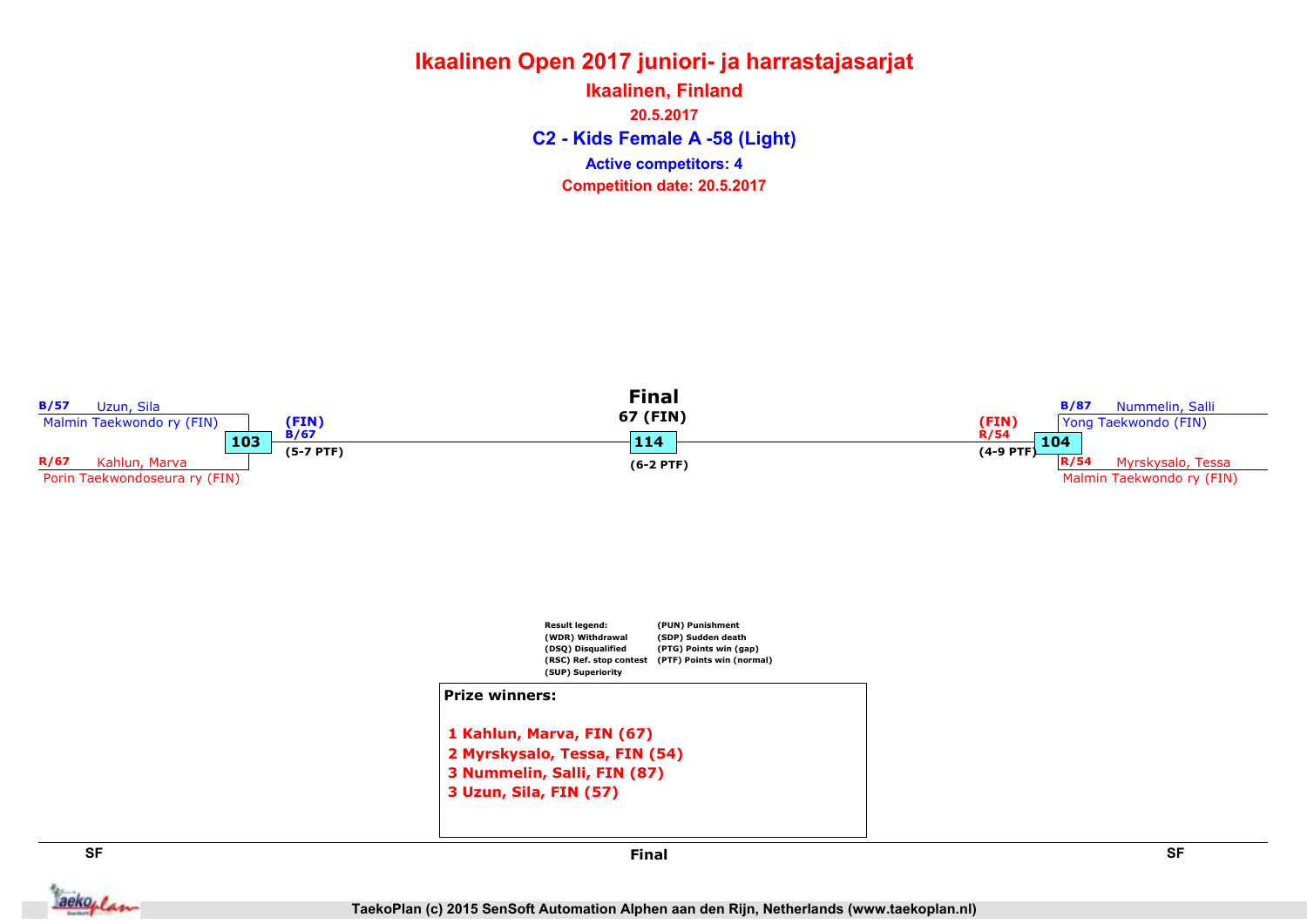# Ikaalinen Open 2017 juniori- ja harrastajasarjat

## Ikaalinen, Finland

20.5.2017

### C2 - Kids Female A -58 (Light)

Active competitors: 4

Competition date: 20.5.2017

**SF**

B/57 Uzun, Sila
Malmin Taekwondo ry (FIN)

**103**

R/67 Kahlun, Marva
Porin Taekwondoseura ry (FIN)

(FIN)
B/67
(5-7 PTF)

**Final**

67 (FIN)

**114**

(6-2 PTF)

**SF**

B/87 Nummelin, Salli
Yong Taekwondo (FIN)

**104**

R/54 Myrskysalo, Tessa
Malmin Taekwondo ry (FIN)

(FIN)
R/54
(4-9 PTF)

Result legend:
(WDR) Withdrawal
(DSQ) Disqualified
(RSC) Ref. stop contest
(SUP) Superiority
(PUN) Punishment
(SDP) Sudden death
(PTG) Points win (gap)
(PTF) Points win (normal)

**Prize winners:**

1 Kahlun, Marva, FIN (67)
2 Myrskysalo, Tessa, FIN (54)
3 Nummelin, Salli, FIN (87)
3 Uzun, Sila, FIN (57)

SF | Final | SF

TaekoPlan (c) 2015 SenSoft Automation Alphen aan den Rijn, Netherlands (www.taekoplan.nl)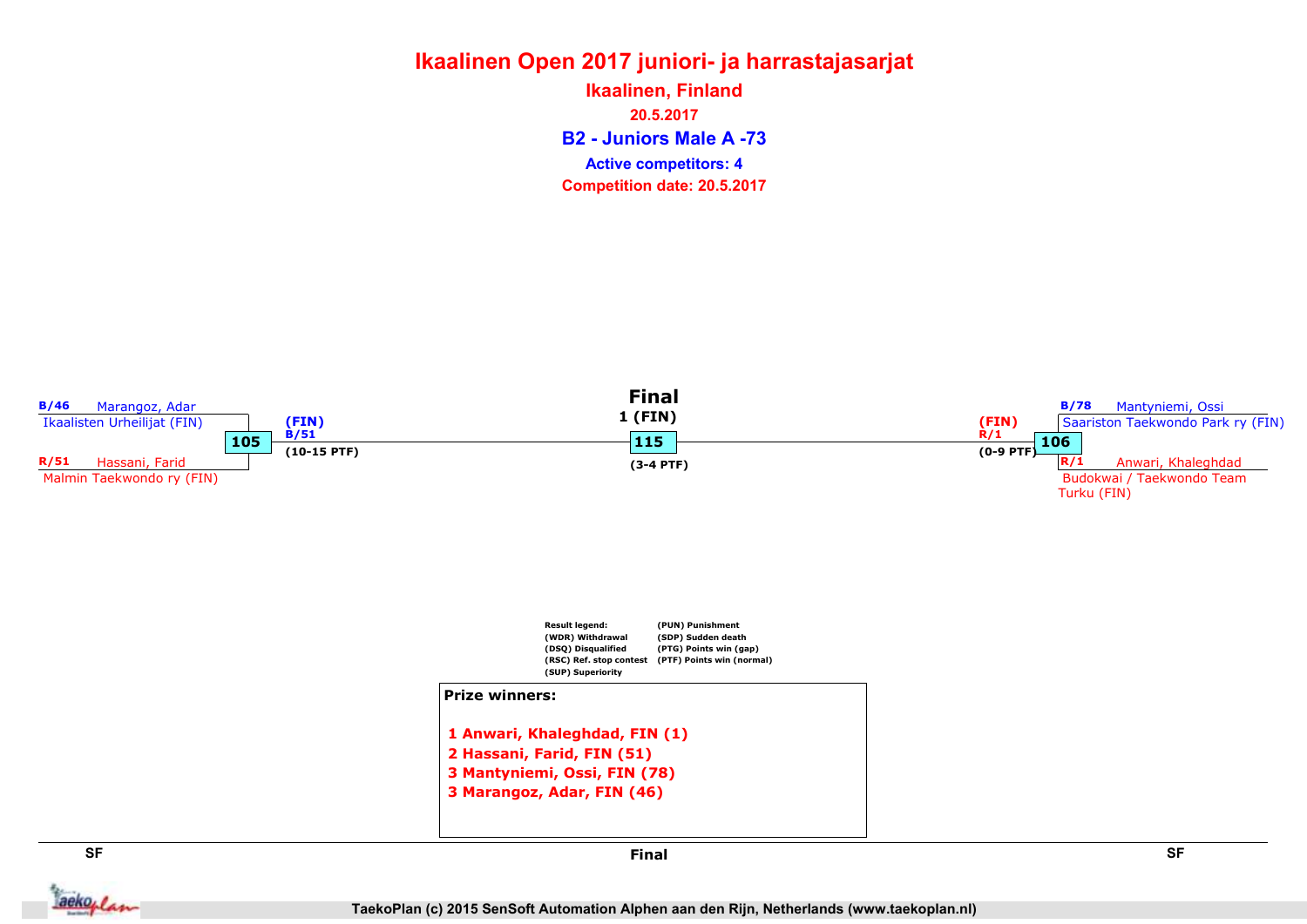# Ikaalinen Open 2017 juniori- ja harrastajasarjat

## Ikaalinen, Finland

20.5.2017

### B2 - Juniors Male A -73

Active competitors: 4

Competition date: 20.5.2017

**SF**

B/46 Marangoz, Adar
Ikaalisten Urheilijat (FIN)

105

R/51 Hassani, Farid
Malmin Taekwondo ry (FIN)

(FIN)
B/51
(10-15 PTF)

**Final**

1 (FIN)

115

(3-4 PTF)

**SF**

B/78 Mantyniemi, Ossi
Saariston Taekwondo Park ry (FIN)

106

R/1 Anwari, Khaleghdad
Budokwai / Taekwondo Team Turku (FIN)

(FIN)
R/1
(0-9 PTF)

Result legend:
(WDR) Withdrawal
(DSQ) Disqualified
(RSC) Ref. stop contest
(SUP) Superiority
(PUN) Punishment
(SDP) Sudden death
(PTG) Points win (gap)
(PTF) Points win (normal)

**Prize winners:**

1 Anwari, Khaleghdad, FIN (1)
2 Hassani, Farid, FIN (51)
3 Mantyniemi, Ossi, FIN (78)
3 Marangoz, Adar, FIN (46)

TaekoPlan (c) 2015 SenSoft Automation Alphen aan den Rijn, Netherlands (www.taekoplan.nl)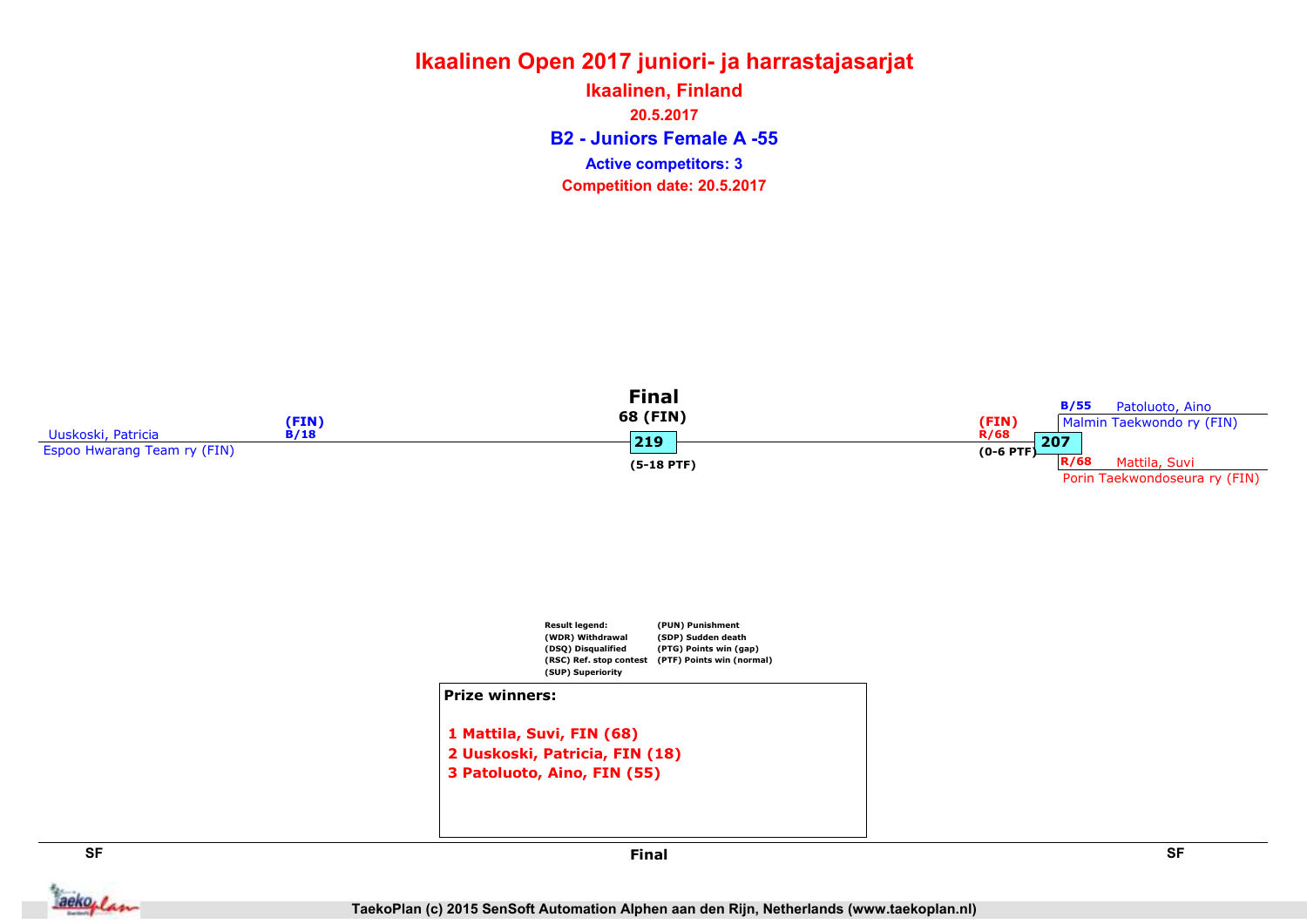# Ikaalinen Open 2017 juniori- ja harrastajasarjat

## Ikaalinen, Finland

20.5.2017

### B2 - Juniors Female A -55

**Active competitors: 3**

**Competition date: 20.5.2017**

**Final**

68 (FIN)

219

(5-18 PTF)

Uuskoski, Patricia (FIN) B/18
Espoo Hwarang Team ry (FIN)

(FIN) R/68
(0-6 PTF)

207

B/55 Patoluoto, Aino
Malmin Taekwondo ry (FIN)

R/68 Mattila, Suvi
Porin Taekwondoseura ry (FIN)

Result legend:
(WDR) Withdrawal
(DSQ) Disqualified
(RSC) Ref. stop contest
(SUP) Superiority
(PUN) Punishment
(SDP) Sudden death
(PTG) Points win (gap)
(PTF) Points win (normal)

**Prize winners:**

1 Mattila, Suvi, FIN (68)
2 Uuskoski, Patricia, FIN (18)
3 Patoluoto, Aino, FIN (55)

SF | Final | SF

TaekoPlan (c) 2015 SenSoft Automation Alphen aan den Rijn, Netherlands (www.taekoplan.nl)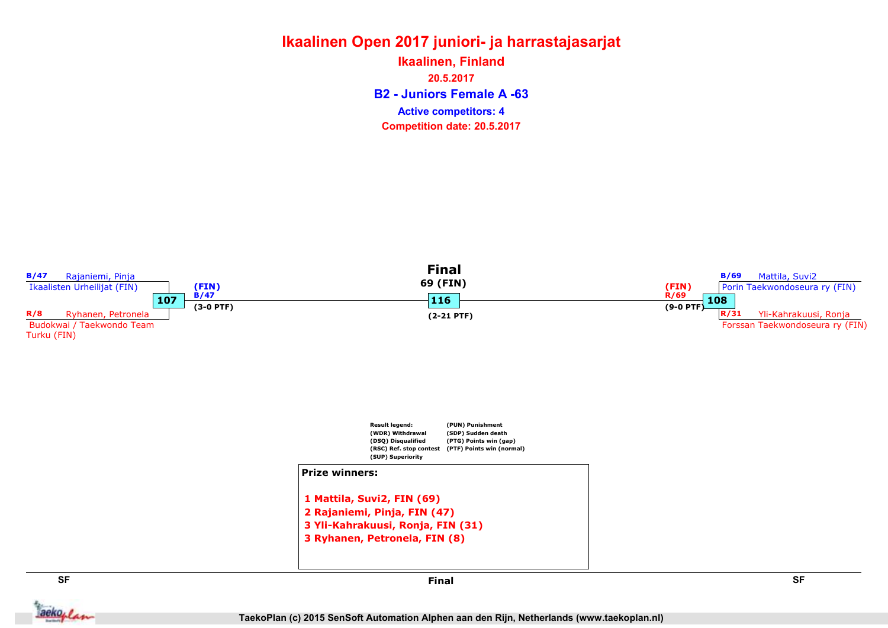# Ikaalinen Open 2017 juniori- ja harrastajasarjat

## Ikaalinen, Finland

20.5.2017

### B2 - Juniors Female A -63

Active competitors: 4

Competition date: 20.5.2017

B/47 Rajaniemi, Pinja
Ikaalisten Urheilijat (FIN)

107

R/8 Ryhanen, Petronela
Budokwai / Taekwondo Team Turku (FIN)

(FIN)
B/47
(3-0 PTF)

**Final**

**69 (FIN)**

116

(2-21 PTF)

(FIN)
R/69
(9-0 PTF)

108

B/69 Mattila, Suvi2
Porin Taekwondoseura ry (FIN)

R/31 Yli-Kahrakuusi, Ronja
Forssan Taekwondoseura ry (FIN)

Result legend:
(WDR) Withdrawal
(DSQ) Disqualified
(RSC) Ref. stop contest
(SUP) Superiority
(PUN) Punishment
(SDP) Sudden death
(PTG) Points win (gap)
(PTF) Points win (normal)

**Prize winners:**

1 Mattila, Suvi2, FIN (69)
2 Rajaniemi, Pinja, FIN (47)
3 Yli-Kahrakuusi, Ronja, FIN (31)
3 Ryhanen, Petronela, FIN (8)

SF | Final | SF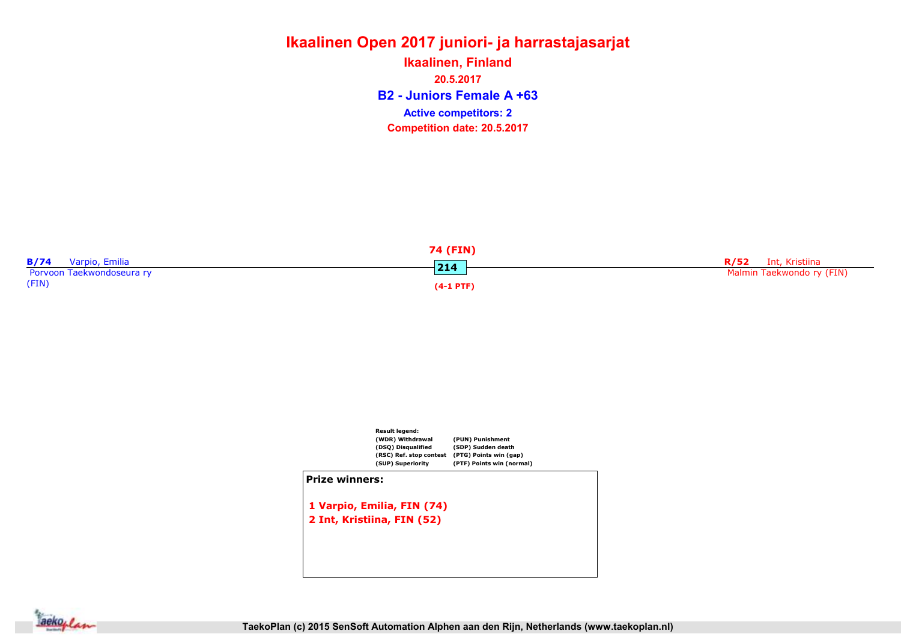# Ikaalinen Open 2017 juniori- ja harrastajasarjat

## Ikaalinen, Finland

20.5.2017

### B2 - Juniors Female A +63

**Active competitors: 2**

**Competition date: 20.5.2017**

**B/74** Varpio, Emilia
Porvoon Taekwondoseura ry
(FIN)

**74 (FIN)**

**214**

**(4-1 PTF)**

**R/52** Int, Kristiina
Malmin Taekwondo ry (FIN)

**Result legend:**

| | |
|---|---|
| (WDR) Withdrawal | (PUN) Punishment |
| (DSQ) Disqualified | (SDP) Sudden death |
| (RSC) Ref. stop contest | (PTG) Points win (gap) |
| (SUP) Superiority | (PTF) Points win (normal) |

**Prize winners:**

1 Varpio, Emilia, FIN (74)
2 Int, Kristiina, FIN (52)

TaekoPlan (c) 2015 SenSoft Automation Alphen aan den Rijn, Netherlands (www.taekoplan.nl)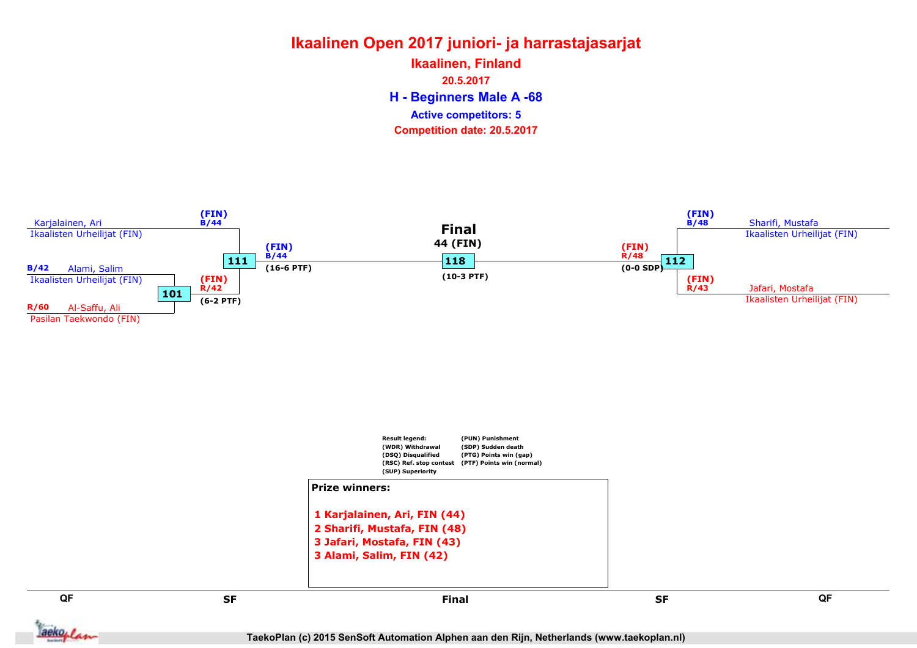# Ikaalinen Open 2017 juniori- ja harrastajasarjat

## Ikaalinen, Finland

**20.5.2017**

## H - Beginners Male A -68

**Active competitors: 5**

**Competition date: 20.5.2017**

### QF / SF (left side)

- Karjalainen, Ari — Ikaalisten Urheilijat (FIN)
- B/42 Alami, Salim — Ikaalisten Urheilijat (FIN)
- R/60 Al-Saffu, Ali — Pasilan Taekwondo (FIN)

Match 101: (FIN) R/42 (6-2 PTF)

Match 111: (FIN) B/44 — (FIN) B/44 (16-6 PTF)

### Final

**44 (FIN)**

Match 118: (10-3 PTF)

### SF (right side)

- (FIN) B/48 Sharifi, Mustafa — Ikaalisten Urheilijat (FIN)
- (FIN) R/43 Jafari, Mostafa — Ikaalisten Urheilijat (FIN)

Match 112: (FIN) R/48 (0-0 SDP)

**Result legend:**
- (WDR) Withdrawal
- (DSQ) Disqualified
- (RSC) Ref. stop contest
- (SUP) Superiority
- (PUN) Punishment
- (SDP) Sudden death
- (PTG) Points win (gap)
- (PTF) Points win (normal)

**Prize winners:**

1 Karjalainen, Ari, FIN (44)
2 Sharifi, Mustafa, FIN (48)
3 Jafari, Mostafa, FIN (43)
3 Alami, Salim, FIN (42)

QF | SF | Final | SF | QF

TaekoPlan (c) 2015 SenSoft Automation Alphen aan den Rijn, Netherlands (www.taekoplan.nl)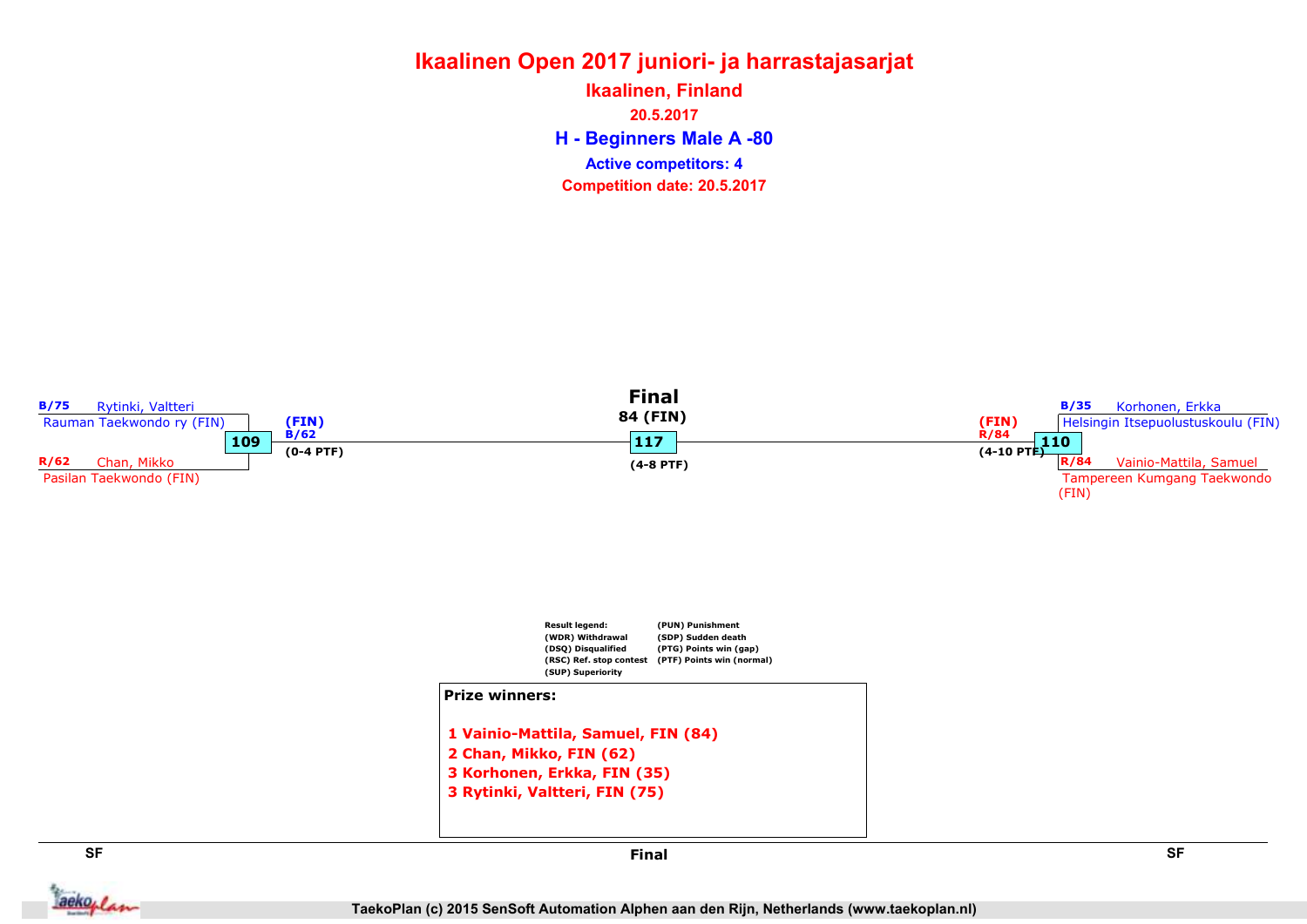# Ikaalinen Open 2017 juniori- ja harrastajasarjat

## Ikaalinen, Finland

20.5.2017

## H - Beginners Male A -80

**Active competitors: 4**

**Competition date: 20.5.2017**

### SF

**B/75** Rytinki, Valtteri
Rauman Taekwondo ry (FIN)

**109**

**R/62** Chan, Mikko
Pasilan Taekwondo (FIN)

**(FIN)**
**B/62**
**(0-4 PTF)**

### Final

**84 (FIN)**

**117**

**(4-8 PTF)**

### SF

**B/35** Korhonen, Erkka
Helsingin Itsepuolustuskoulu (FIN)

**110**

**R/84** Vainio-Mattila, Samuel
Tampereen Kumgang Taekwondo (FIN)

**(FIN)**
**R/84**
**(4-10 PTF)**

**Result legend:**
(WDR) Withdrawal
(DSQ) Disqualified
(RSC) Ref. stop contest
(SUP) Superiority
(PUN) Punishment
(SDP) Sudden death
(PTG) Points win (gap)
(PTF) Points win (normal)

**Prize winners:**

1 Vainio-Mattila, Samuel, FIN (84)
2 Chan, Mikko, FIN (62)
3 Korhonen, Erkka, FIN (35)
3 Rytinki, Valtteri, FIN (75)

TaekoPlan (c) 2015 SenSoft Automation Alphen aan den Rijn, Netherlands (www.taekoplan.nl)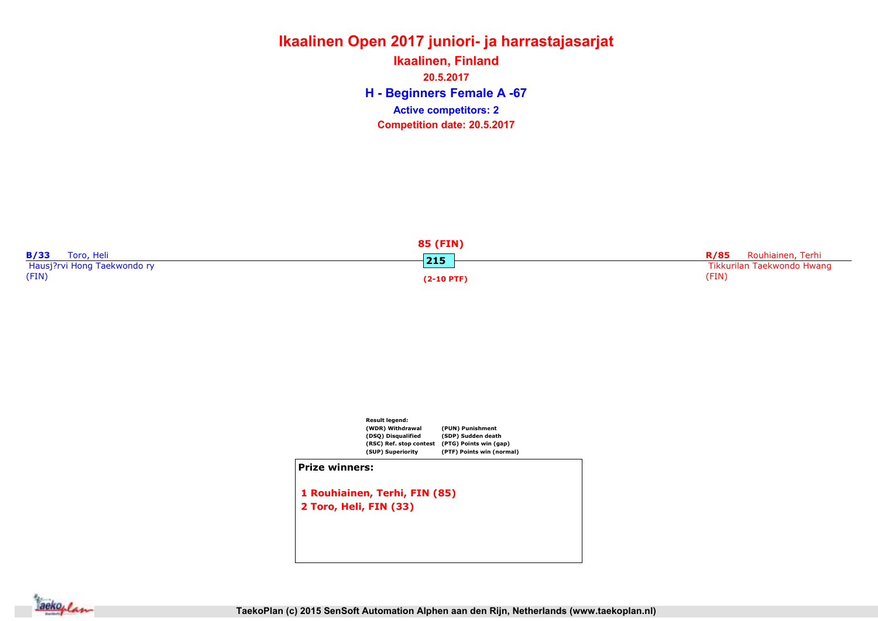# Ikaalinen Open 2017 juniori- ja harrastajasarjat

## Ikaalinen, Finland

20.5.2017

## H - Beginners Female A -67

**Active competitors: 2**

**Competition date: 20.5.2017**

**B/33** Toro, Heli
Hausj?rvi Hong Taekwondo ry
(FIN)

**85 (FIN)**
**215**
**(2-10 PTF)**

**R/85** Rouhiainen, Terhi
Tikkurilan Taekwondo Hwang
(FIN)

**Result legend:**

| | |
|---|---|
| (WDR) Withdrawal | (PUN) Punishment |
| (DSQ) Disqualified | (SDP) Sudden death |
| (RSC) Ref. stop contest | (PTG) Points win (gap) |
| (SUP) Superiority | (PTF) Points win (normal) |

**Prize winners:**

1 Rouhiainen, Terhi, FIN (85)
2 Toro, Heli, FIN (33)

TaekoPlan (c) 2015 SenSoft Automation Alphen aan den Rijn, Netherlands (www.taekoplan.nl)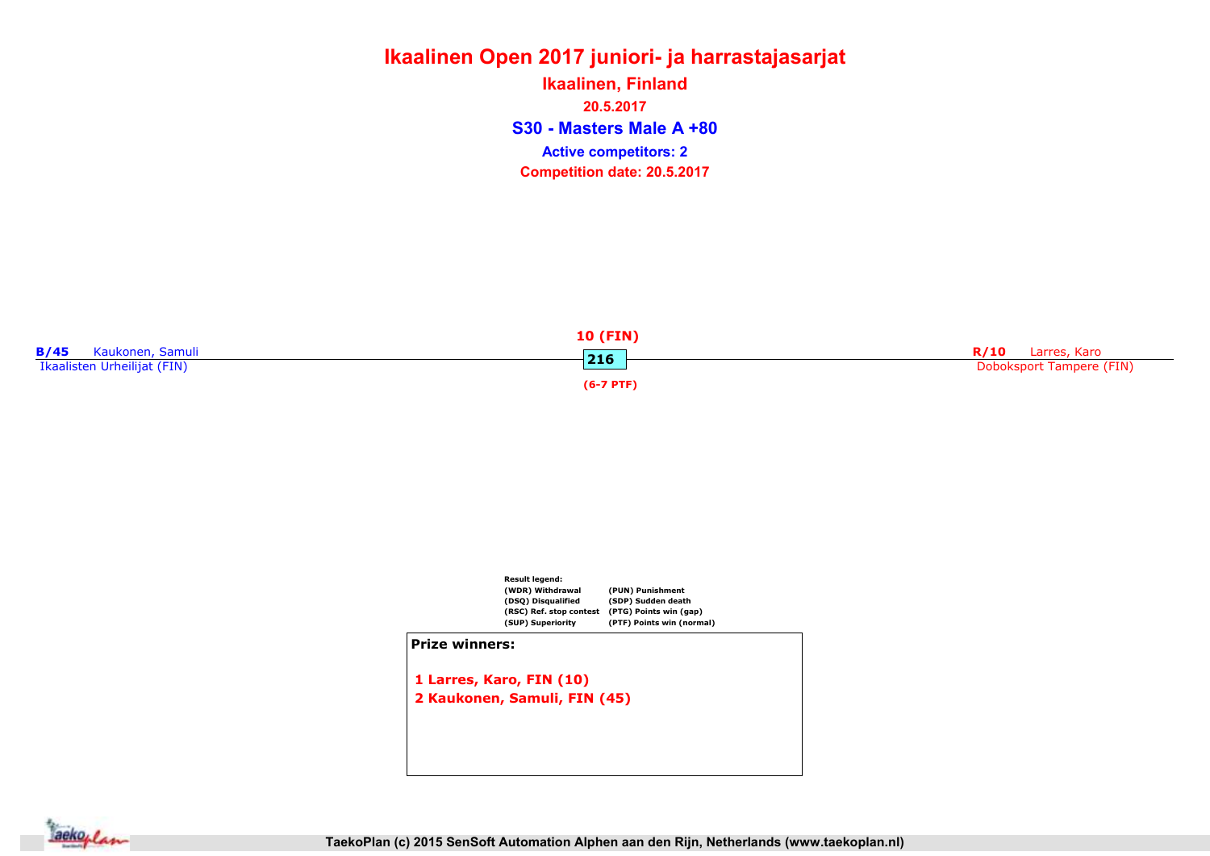# Ikaalinen Open 2017 juniori- ja harrastajasarjat

## Ikaalinen, Finland

20.5.2017

## S30 - Masters Male A +80

**Active competitors: 2**

**Competition date: 20.5.2017**

B/45 Kaukonen, Samuli
Ikaalisten Urheilijat (FIN)

10 (FIN)
216
(6-7 PTF)

R/10 Larres, Karo
Doboksport Tampere (FIN)

Result legend:
(WDR) Withdrawal
(DSQ) Disqualified
(RSC) Ref. stop contest
(SUP) Superiority
(PUN) Punishment
(SDP) Sudden death
(PTG) Points win (gap)
(PTF) Points win (normal)

**Prize winners:**

1 Larres, Karo, FIN (10)
2 Kaukonen, Samuli, FIN (45)

TaekoPlan (c) 2015 SenSoft Automation Alphen aan den Rijn, Netherlands (www.taekoplan.nl)